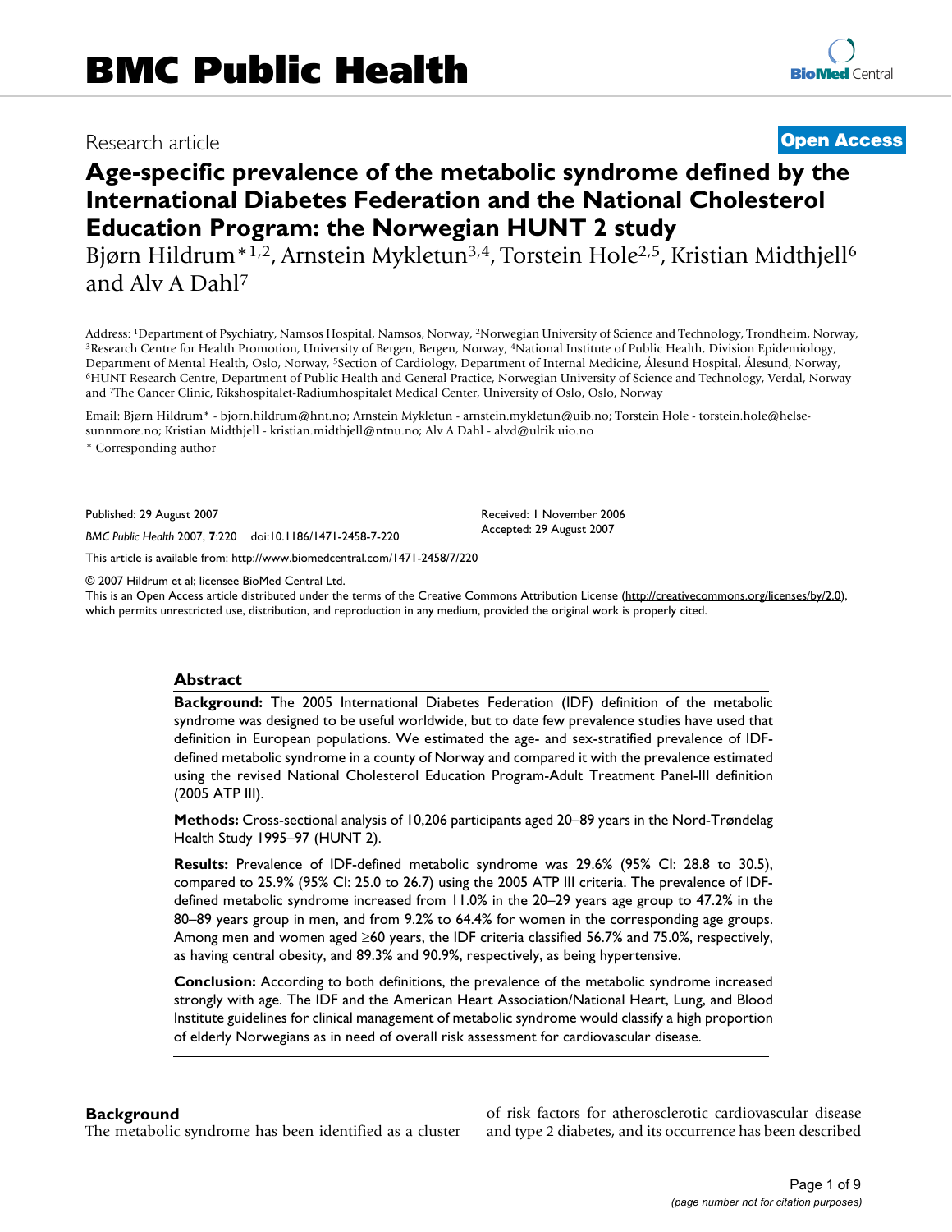BMC Public Health

Research article

**Open Access**

# Age-specific prevalence of the metabolic syndrome defined by the International Diabetes Federation and the National Cholesterol Education Program: the Norwegian HUNT 2 study

Bjørn Hildrum*[1,2], Arnstein Mykletun[3,4], Torstein Hole[2,5], Kristian Midthjell[6] and Alv A Dahl[7]

Address: [1]Department of Psychiatry, Namsos Hospital, Namsos, Norway, [2]Norwegian University of Science and Technology, Trondheim, Norway, [3]Research Centre for Health Promotion, University of Bergen, Bergen, Norway, [4]National Institute of Public Health, Division Epidemiology, Department of Mental Health, Oslo, Norway, [5]Section of Cardiology, Department of Internal Medicine, Ålesund Hospital, Ålesund, Norway, [6]HUNT Research Centre, Department of Public Health and General Practice, Norwegian University of Science and Technology, Verdal, Norway and [7]The Cancer Clinic, Rikshospitalet-Radiumhospitalet Medical Center, University of Oslo, Oslo, Norway

Email: Bjørn Hildrum* - bjorn.hildrum@hnt.no; Arnstein Mykletun - arnstein.mykletun@uib.no; Torstein Hole - torstein.hole@helse-sunnmore.no; Kristian Midthjell - kristian.midthjell@ntnu.no; Alv A Dahl - alvd@ulrik.uio.no

* Corresponding author

Published: 29 August 2007

*BMC Public Health* 2007, **7**:220 doi:10.1186/1471-2458-7-220

Received: 1 November 2006
Accepted: 29 August 2007

This article is available from: http://www.biomedcentral.com/1471-2458/7/220

© 2007 Hildrum et al; licensee BioMed Central Ltd.
This is an Open Access article distributed under the terms of the Creative Commons Attribution License (http://creativecommons.org/licenses/by/2.0), which permits unrestricted use, distribution, and reproduction in any medium, provided the original work is properly cited.

## Abstract

**Background:** The 2005 International Diabetes Federation (IDF) definition of the metabolic syndrome was designed to be useful worldwide, but to date few prevalence studies have used that definition in European populations. We estimated the age- and sex-stratified prevalence of IDF-defined metabolic syndrome in a county of Norway and compared it with the prevalence estimated using the revised National Cholesterol Education Program-Adult Treatment Panel-III definition (2005 ATP III).

**Methods:** Cross-sectional analysis of 10,206 participants aged 20–89 years in the Nord-Trøndelag Health Study 1995–97 (HUNT 2).

**Results:** Prevalence of IDF-defined metabolic syndrome was 29.6% (95% CI: 28.8 to 30.5), compared to 25.9% (95% CI: 25.0 to 26.7) using the 2005 ATP III criteria. The prevalence of IDF-defined metabolic syndrome increased from 11.0% in the 20–29 years age group to 47.2% in the 80–89 years group in men, and from 9.2% to 64.4% for women in the corresponding age groups. Among men and women aged ≥60 years, the IDF criteria classified 56.7% and 75.0%, respectively, as having central obesity, and 89.3% and 90.9%, respectively, as being hypertensive.

**Conclusion:** According to both definitions, the prevalence of the metabolic syndrome increased strongly with age. The IDF and the American Heart Association/National Heart, Lung, and Blood Institute guidelines for clinical management of metabolic syndrome would classify a high proportion of elderly Norwegians as in need of overall risk assessment for cardiovascular disease.

## Background

The metabolic syndrome has been identified as a cluster of risk factors for atherosclerotic cardiovascular disease and type 2 diabetes, and its occurrence has been described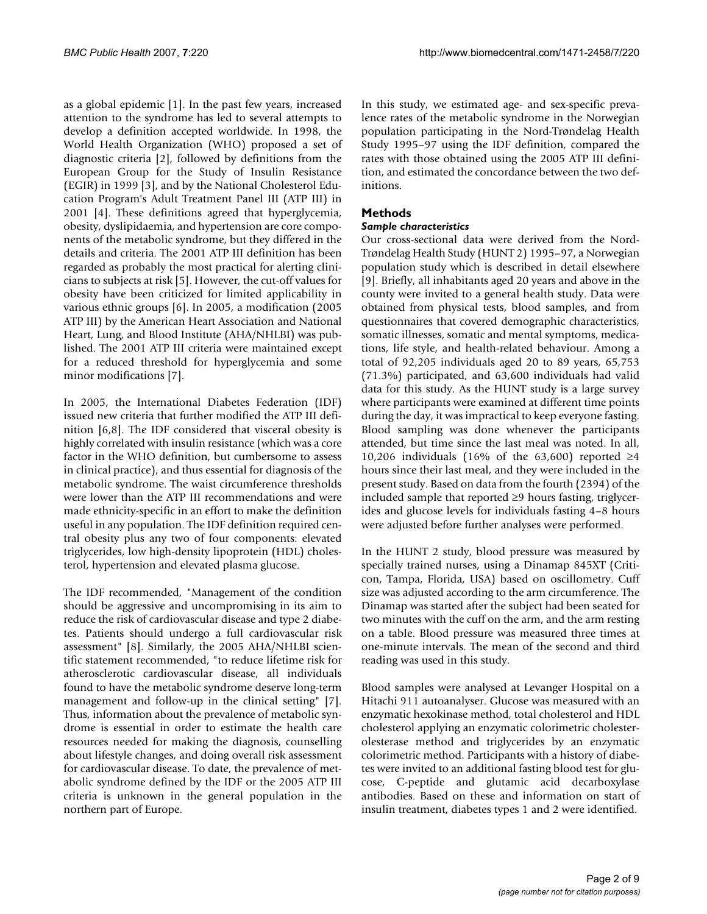as a global epidemic [1]. In the past few years, increased attention to the syndrome has led to several attempts to develop a definition accepted worldwide. In 1998, the World Health Organization (WHO) proposed a set of diagnostic criteria [2], followed by definitions from the European Group for the Study of Insulin Resistance (EGIR) in 1999 [3], and by the National Cholesterol Education Program's Adult Treatment Panel III (ATP III) in 2001 [4]. These definitions agreed that hyperglycemia, obesity, dyslipidaemia, and hypertension are core components of the metabolic syndrome, but they differed in the details and criteria. The 2001 ATP III definition has been regarded as probably the most practical for alerting clinicians to subjects at risk [5]. However, the cut-off values for obesity have been criticized for limited applicability in various ethnic groups [6]. In 2005, a modification (2005 ATP III) by the American Heart Association and National Heart, Lung, and Blood Institute (AHA/NHLBI) was published. The 2001 ATP III criteria were maintained except for a reduced threshold for hyperglycemia and some minor modifications [7].

In 2005, the International Diabetes Federation (IDF) issued new criteria that further modified the ATP III definition [6,8]. The IDF considered that visceral obesity is highly correlated with insulin resistance (which was a core factor in the WHO definition, but cumbersome to assess in clinical practice), and thus essential for diagnosis of the metabolic syndrome. The waist circumference thresholds were lower than the ATP III recommendations and were made ethnicity-specific in an effort to make the definition useful in any population. The IDF definition required central obesity plus any two of four components: elevated triglycerides, low high-density lipoprotein (HDL) cholesterol, hypertension and elevated plasma glucose.

The IDF recommended, "Management of the condition should be aggressive and uncompromising in its aim to reduce the risk of cardiovascular disease and type 2 diabetes. Patients should undergo a full cardiovascular risk assessment" [8]. Similarly, the 2005 AHA/NHLBI scientific statement recommended, "to reduce lifetime risk for atherosclerotic cardiovascular disease, all individuals found to have the metabolic syndrome deserve long-term management and follow-up in the clinical setting" [7]. Thus, information about the prevalence of metabolic syndrome is essential in order to estimate the health care resources needed for making the diagnosis, counselling about lifestyle changes, and doing overall risk assessment for cardiovascular disease. To date, the prevalence of metabolic syndrome defined by the IDF or the 2005 ATP III criteria is unknown in the general population in the northern part of Europe.

In this study, we estimated age- and sex-specific prevalence rates of the metabolic syndrome in the Norwegian population participating in the Nord-Trøndelag Health Study 1995–97 using the IDF definition, compared the rates with those obtained using the 2005 ATP III definition, and estimated the concordance between the two definitions.

## Methods

### *Sample characteristics*

Our cross-sectional data were derived from the Nord-Trøndelag Health Study (HUNT 2) 1995–97, a Norwegian population study which is described in detail elsewhere [9]. Briefly, all inhabitants aged 20 years and above in the county were invited to a general health study. Data were obtained from physical tests, blood samples, and from questionnaires that covered demographic characteristics, somatic illnesses, somatic and mental symptoms, medications, life style, and health-related behaviour. Among a total of 92,205 individuals aged 20 to 89 years, 65,753 (71.3%) participated, and 63,600 individuals had valid data for this study. As the HUNT study is a large survey where participants were examined at different time points during the day, it was impractical to keep everyone fasting. Blood sampling was done whenever the participants attended, but time since the last meal was noted. In all, 10,206 individuals (16% of the 63,600) reported ≥4 hours since their last meal, and they were included in the present study. Based on data from the fourth (2394) of the included sample that reported ≥9 hours fasting, triglycerides and glucose levels for individuals fasting 4–8 hours were adjusted before further analyses were performed.

In the HUNT 2 study, blood pressure was measured by specially trained nurses, using a Dinamap 845XT (Criticon, Tampa, Florida, USA) based on oscillometry. Cuff size was adjusted according to the arm circumference. The Dinamap was started after the subject had been seated for two minutes with the cuff on the arm, and the arm resting on a table. Blood pressure was measured three times at one-minute intervals. The mean of the second and third reading was used in this study.

Blood samples were analysed at Levanger Hospital on a Hitachi 911 autoanalyser. Glucose was measured with an enzymatic hexokinase method, total cholesterol and HDL cholesterol applying an enzymatic colorimetric cholesterolesterase method and triglycerides by an enzymatic colorimetric method. Participants with a history of diabetes were invited to an additional fasting blood test for glucose, C-peptide and glutamic acid decarboxylase antibodies. Based on these and information on start of insulin treatment, diabetes types 1 and 2 were identified.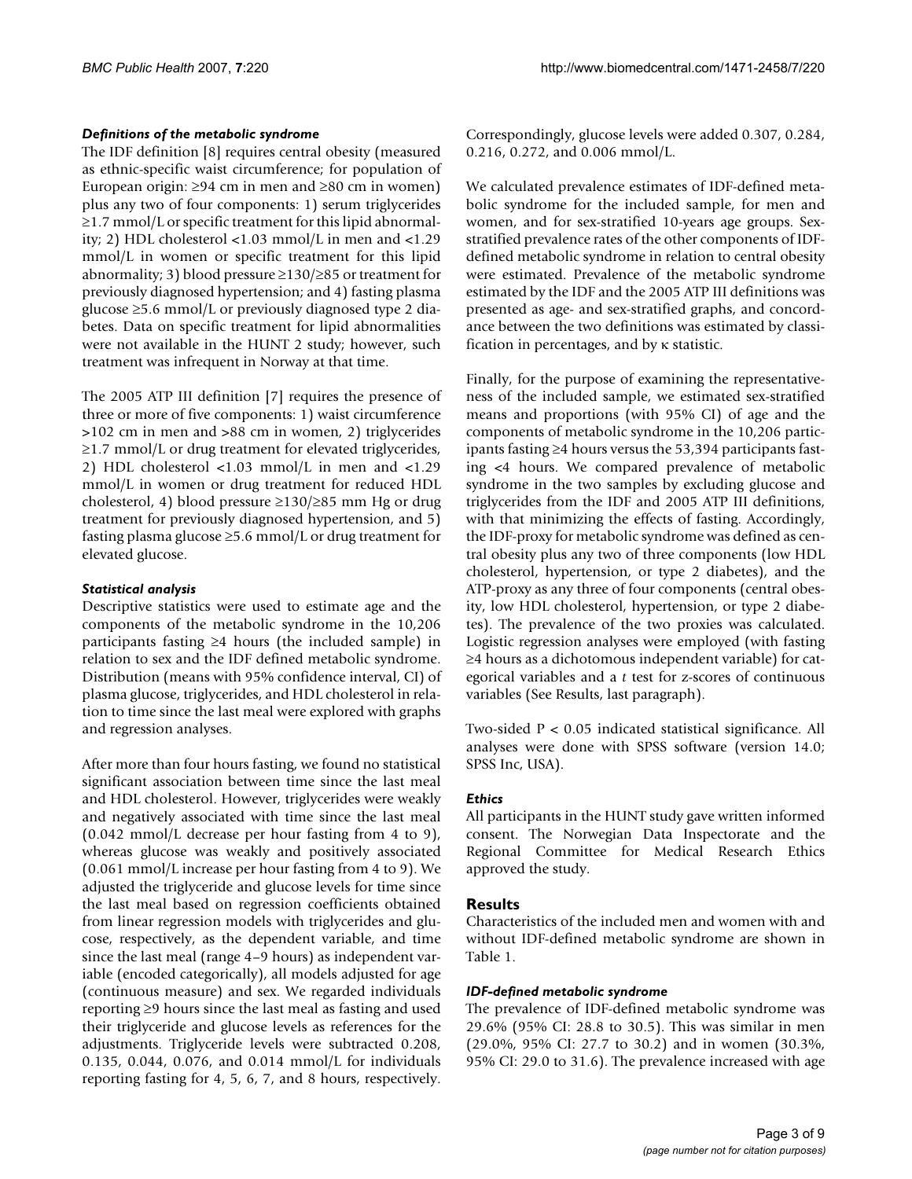### *Definitions of the metabolic syndrome*

The IDF definition [8] requires central obesity (measured as ethnic-specific waist circumference; for population of European origin: ≥94 cm in men and ≥80 cm in women) plus any two of four components: 1) serum triglycerides ≥1.7 mmol/L or specific treatment for this lipid abnormality; 2) HDL cholesterol <1.03 mmol/L in men and <1.29 mmol/L in women or specific treatment for this lipid abnormality; 3) blood pressure ≥130/≥85 or treatment for previously diagnosed hypertension; and 4) fasting plasma glucose ≥5.6 mmol/L or previously diagnosed type 2 diabetes. Data on specific treatment for lipid abnormalities were not available in the HUNT 2 study; however, such treatment was infrequent in Norway at that time.

The 2005 ATP III definition [7] requires the presence of three or more of five components: 1) waist circumference >102 cm in men and >88 cm in women, 2) triglycerides ≥1.7 mmol/L or drug treatment for elevated triglycerides, 2) HDL cholesterol <1.03 mmol/L in men and <1.29 mmol/L in women or drug treatment for reduced HDL cholesterol, 4) blood pressure ≥130/≥85 mm Hg or drug treatment for previously diagnosed hypertension, and 5) fasting plasma glucose ≥5.6 mmol/L or drug treatment for elevated glucose.

### *Statistical analysis*

Descriptive statistics were used to estimate age and the components of the metabolic syndrome in the 10,206 participants fasting ≥4 hours (the included sample) in relation to sex and the IDF defined metabolic syndrome. Distribution (means with 95% confidence interval, CI) of plasma glucose, triglycerides, and HDL cholesterol in relation to time since the last meal were explored with graphs and regression analyses.

After more than four hours fasting, we found no statistical significant association between time since the last meal and HDL cholesterol. However, triglycerides were weakly and negatively associated with time since the last meal (0.042 mmol/L decrease per hour fasting from 4 to 9), whereas glucose was weakly and positively associated (0.061 mmol/L increase per hour fasting from 4 to 9). We adjusted the triglyceride and glucose levels for time since the last meal based on regression coefficients obtained from linear regression models with triglycerides and glucose, respectively, as the dependent variable, and time since the last meal (range 4–9 hours) as independent variable (encoded categorically), all models adjusted for age (continuous measure) and sex. We regarded individuals reporting ≥9 hours since the last meal as fasting and used their triglyceride and glucose levels as references for the adjustments. Triglyceride levels were subtracted 0.208, 0.135, 0.044, 0.076, and 0.014 mmol/L for individuals reporting fasting for 4, 5, 6, 7, and 8 hours, respectively. Correspondingly, glucose levels were added 0.307, 0.284, 0.216, 0.272, and 0.006 mmol/L.

We calculated prevalence estimates of IDF-defined metabolic syndrome for the included sample, for men and women, and for sex-stratified 10-years age groups. Sex-stratified prevalence rates of the other components of IDF-defined metabolic syndrome in relation to central obesity were estimated. Prevalence of the metabolic syndrome estimated by the IDF and the 2005 ATP III definitions was presented as age- and sex-stratified graphs, and concordance between the two definitions was estimated by classification in percentages, and by κ statistic.

Finally, for the purpose of examining the representativeness of the included sample, we estimated sex-stratified means and proportions (with 95% CI) of age and the components of metabolic syndrome in the 10,206 participants fasting ≥4 hours versus the 53,394 participants fasting <4 hours. We compared prevalence of metabolic syndrome in the two samples by excluding glucose and triglycerides from the IDF and 2005 ATP III definitions, with that minimizing the effects of fasting. Accordingly, the IDF-proxy for metabolic syndrome was defined as central obesity plus any two of three components (low HDL cholesterol, hypertension, or type 2 diabetes), and the ATP-proxy as any three of four components (central obesity, low HDL cholesterol, hypertension, or type 2 diabetes). The prevalence of the two proxies was calculated. Logistic regression analyses were employed (with fasting ≥4 hours as a dichotomous independent variable) for categorical variables and a *t* test for z-scores of continuous variables (See Results, last paragraph).

Two-sided $P < 0.05$ indicated statistical significance. All analyses were done with SPSS software (version 14.0; SPSS Inc, USA).

### *Ethics*

All participants in the HUNT study gave written informed consent. The Norwegian Data Inspectorate and the Regional Committee for Medical Research Ethics approved the study.

## Results

Characteristics of the included men and women with and without IDF-defined metabolic syndrome are shown in Table 1.

### *IDF-defined metabolic syndrome*

The prevalence of IDF-defined metabolic syndrome was 29.6% (95% CI: 28.8 to 30.5). This was similar in men (29.0%, 95% CI: 27.7 to 30.2) and in women (30.3%, 95% CI: 29.0 to 31.6). The prevalence increased with age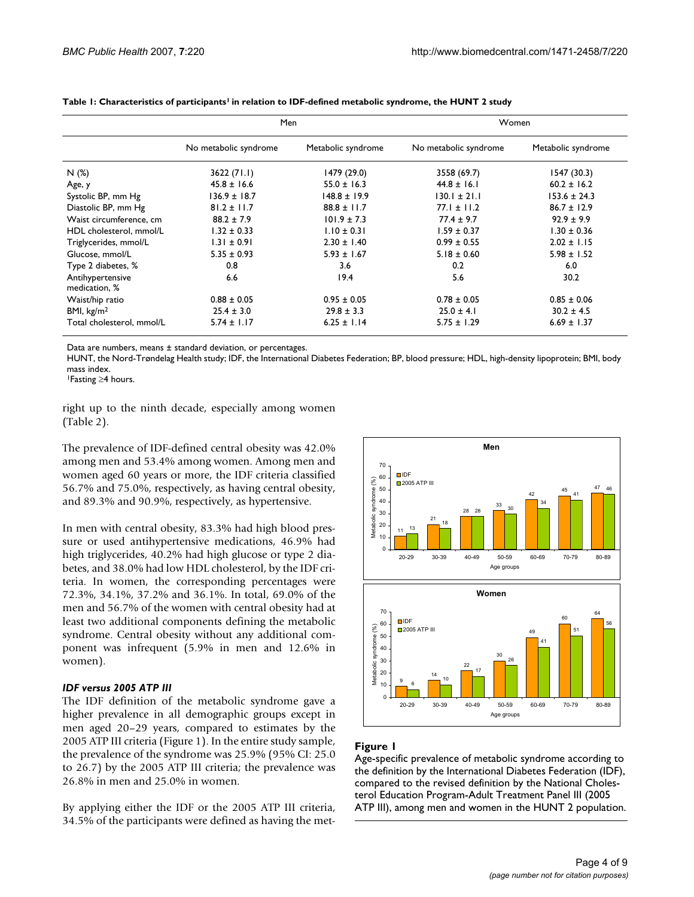**Table 1: Characteristics of participants[1] in relation to IDF-defined metabolic syndrome, the HUNT 2 study**

| | Men | | Women | |
|---|---|---|---|---|
| | No metabolic syndrome | Metabolic syndrome | No metabolic syndrome | Metabolic syndrome |
| N (%) | 3622 (71.1) | 1479 (29.0) | 3558 (69.7) | 1547 (30.3) |
| Age, y | 45.8 ± 16.6 | 55.0 ± 16.3 | 44.8 ± 16.1 | 60.2 ± 16.2 |
| Systolic BP, mm Hg | 136.9 ± 18.7 | 148.8 ± 19.9 | 130.1 ± 21.1 | 153.6 ± 24.3 |
| Diastolic BP, mm Hg | 81.2 ± 11.7 | 88.8 ± 11.7 | 77.1 ± 11.2 | 86.7 ± 12.9 |
| Waist circumference, cm | 88.2 ± 7.9 | 101.9 ± 7.3 | 77.4 ± 9.7 | 92.9 ± 9.9 |
| HDL cholesterol, mmol/L | 1.32 ± 0.33 | 1.10 ± 0.31 | 1.59 ± 0.37 | 1.30 ± 0.36 |
| Triglycerides, mmol/L | 1.31 ± 0.91 | 2.30 ± 1.40 | 0.99 ± 0.55 | 2.02 ± 1.15 |
| Glucose, mmol/L | 5.35 ± 0.93 | 5.93 ± 1.67 | 5.18 ± 0.60 | 5.98 ± 1.52 |
| Type 2 diabetes, % | 0.8 | 3.6 | 0.2 | 6.0 |
| Antihypertensive medication, % | 6.6 | 19.4 | 5.6 | 30.2 |
| Waist/hip ratio | 0.88 ± 0.05 | 0.95 ± 0.05 | 0.78 ± 0.05 | 0.85 ± 0.06 |
| BMI, kg/m$^2$ | 25.4 ± 3.0 | 29.8 ± 3.3 | 25.0 ± 4.1 | 30.2 ± 4.5 |
| Total cholesterol, mmol/L | 5.74 ± 1.17 | 6.25 ± 1.14 | 5.75 ± 1.29 | 6.69 ± 1.37 |

Data are numbers, means ± standard deviation, or percentages.
HUNT, the Nord-Trøndelag Health study; IDF, the International Diabetes Federation; BP, blood pressure; HDL, high-density lipoprotein; BMI, body mass index.
[1]Fasting ≥4 hours.

right up to the ninth decade, especially among women (Table 2).

The prevalence of IDF-defined central obesity was 42.0% among men and 53.4% among women. Among men and women aged 60 years or more, the IDF criteria classified 56.7% and 75.0%, respectively, as having central obesity, and 89.3% and 90.9%, respectively, as hypertensive.

In men with central obesity, 83.3% had high blood pressure or used antihypertensive medications, 46.9% had high triglycerides, 40.2% had high glucose or type 2 diabetes, and 38.0% had low HDL cholesterol, by the IDF criteria. In women, the corresponding percentages were 72.3%, 34.1%, 37.2% and 36.1%. In total, 69.0% of the men and 56.7% of the women with central obesity had at least two additional components defining the metabolic syndrome. Central obesity without any additional component was infrequent (5.9% in men and 12.6% in women).

### *IDF versus 2005 ATP III*

The IDF definition of the metabolic syndrome gave a higher prevalence in all demographic groups except in men aged 20–29 years, compared to estimates by the 2005 ATP III criteria (Figure 1). In the entire study sample, the prevalence of the syndrome was 25.9% (95% CI: 25.0 to 26.7) by the 2005 ATP III criteria; the prevalence was 26.8% in men and 25.0% in women.

By applying either the IDF or the 2005 ATP III criteria, 34.5% of the participants were defined as having the met-

**Figure 1**

Age-specific prevalence of metabolic syndrome according to the definition by the International Diabetes Federation (IDF), compared to the revised definition by the National Cholesterol Education Program-Adult Treatment Panel III (2005 ATP III), among men and women in the HUNT 2 population.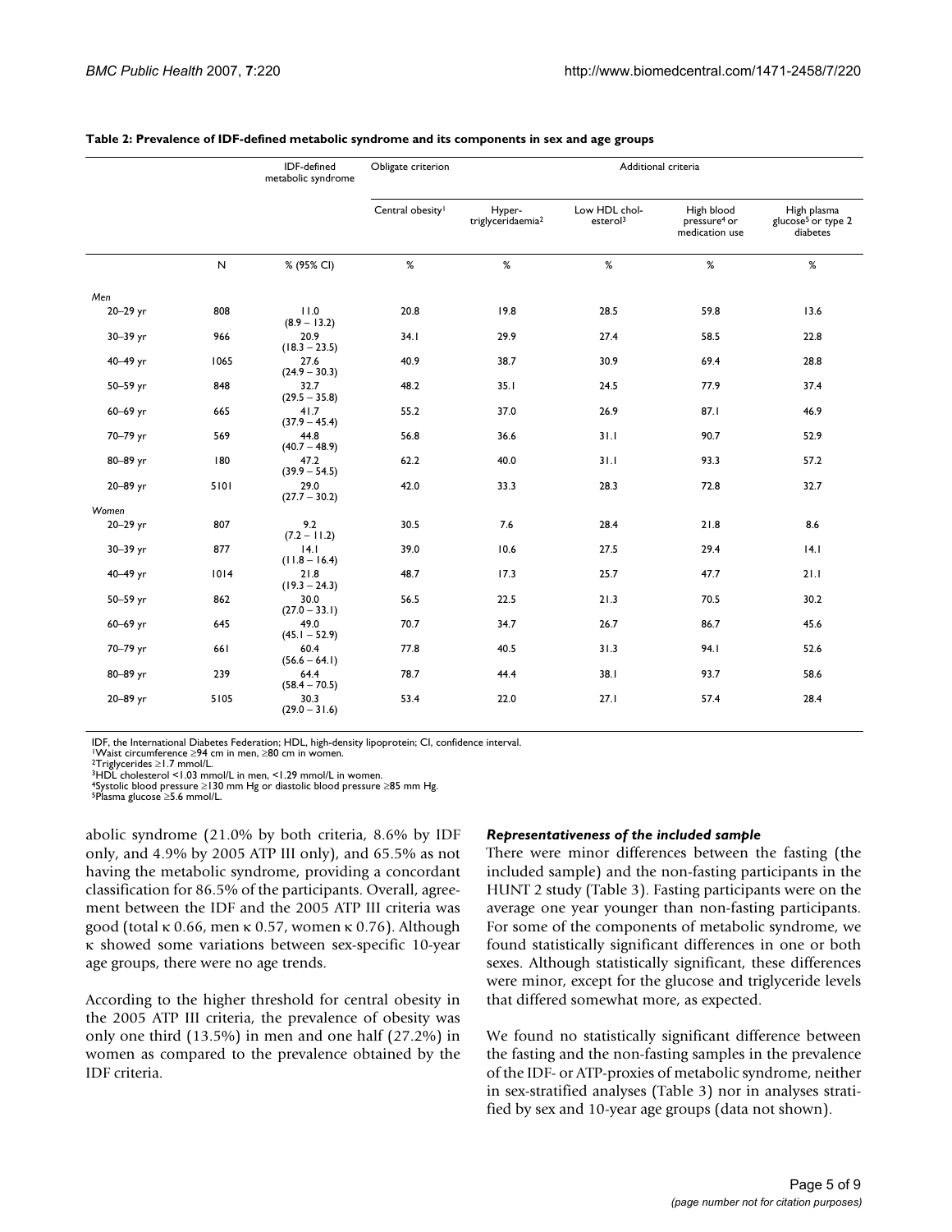**Table 2: Prevalence of IDF-defined metabolic syndrome and its components in sex and age groups**

| | | IDF-defined metabolic syndrome | Obligate criterion | Additional criteria | | | |
|---|---|---|---|---|---|---|---|
| | | | Central obesity[1] | Hyper-triglyceridaemia[2] | Low HDL chol-esterol[3] | High blood pressure[4] or medication use | High plasma glucose[5] or type 2 diabetes |
| | N | % (95% CI) | % | % | % | % | % |
| *Men* | | | | | | | |
| 20–29 yr | 808 | 11.0 (8.9 – 13.2) | 20.8 | 19.8 | 28.5 | 59.8 | 13.6 |
| 30–39 yr | 966 | 20.9 (18.3 – 23.5) | 34.1 | 29.9 | 27.4 | 58.5 | 22.8 |
| 40–49 yr | 1065 | 27.6 (24.9 – 30.3) | 40.9 | 38.7 | 30.9 | 69.4 | 28.8 |
| 50–59 yr | 848 | 32.7 (29.5 – 35.8) | 48.2 | 35.1 | 24.5 | 77.9 | 37.4 |
| 60–69 yr | 665 | 41.7 (37.9 – 45.4) | 55.2 | 37.0 | 26.9 | 87.1 | 46.9 |
| 70–79 yr | 569 | 44.8 (40.7 – 48.9) | 56.8 | 36.6 | 31.1 | 90.7 | 52.9 |
| 80–89 yr | 180 | 47.2 (39.9 – 54.5) | 62.2 | 40.0 | 31.1 | 93.3 | 57.2 |
| 20–89 yr | 5101 | 29.0 (27.7 – 30.2) | 42.0 | 33.3 | 28.3 | 72.8 | 32.7 |
| *Women* | | | | | | | |
| 20–29 yr | 807 | 9.2 (7.2 – 11.2) | 30.5 | 7.6 | 28.4 | 21.8 | 8.6 |
| 30–39 yr | 877 | 14.1 (11.8 – 16.4) | 39.0 | 10.6 | 27.5 | 29.4 | 14.1 |
| 40–49 yr | 1014 | 21.8 (19.3 – 24.3) | 48.7 | 17.3 | 25.7 | 47.7 | 21.1 |
| 50–59 yr | 862 | 30.0 (27.0 – 33.1) | 56.5 | 22.5 | 21.3 | 70.5 | 30.2 |
| 60–69 yr | 645 | 49.0 (45.1 – 52.9) | 70.7 | 34.7 | 26.7 | 86.7 | 45.6 |
| 70–79 yr | 661 | 60.4 (56.6 – 64.1) | 77.8 | 40.5 | 31.3 | 94.1 | 52.6 |
| 80–89 yr | 239 | 64.4 (58.4 – 70.5) | 78.7 | 44.4 | 38.1 | 93.7 | 58.6 |
| 20–89 yr | 5105 | 30.3 (29.0 – 31.6) | 53.4 | 22.0 | 27.1 | 57.4 | 28.4 |

IDF, the International Diabetes Federation; HDL, high-density lipoprotein; CI, confidence interval.
[1]Waist circumference ≥94 cm in men, ≥80 cm in women.
[2]Triglycerides ≥1.7 mmol/L.
[3]HDL cholesterol <1.03 mmol/L in men, <1.29 mmol/L in women.
[4]Systolic blood pressure ≥130 mm Hg or diastolic blood pressure ≥85 mm Hg.
[5]Plasma glucose ≥5.6 mmol/L.

abolic syndrome (21.0% by both criteria, 8.6% by IDF only, and 4.9% by 2005 ATP III only), and 65.5% as not having the metabolic syndrome, providing a concordant classification for 86.5% of the participants. Overall, agreement between the IDF and the 2005 ATP III criteria was good (total κ 0.66, men κ 0.57, women κ 0.76). Although κ showed some variations between sex-specific 10-year age groups, there were no age trends.

According to the higher threshold for central obesity in the 2005 ATP III criteria, the prevalence of obesity was only one third (13.5%) in men and one half (27.2%) in women as compared to the prevalence obtained by the IDF criteria.

### *Representativeness of the included sample*

There were minor differences between the fasting (the included sample) and the non-fasting participants in the HUNT 2 study (Table 3). Fasting participants were on the average one year younger than non-fasting participants. For some of the components of metabolic syndrome, we found statistically significant differences in one or both sexes. Although statistically significant, these differences were minor, except for the glucose and triglyceride levels that differed somewhat more, as expected.

We found no statistically significant difference between the fasting and the non-fasting samples in the prevalence of the IDF- or ATP-proxies of metabolic syndrome, neither in sex-stratified analyses (Table 3) nor in analyses stratified by sex and 10-year age groups (data not shown).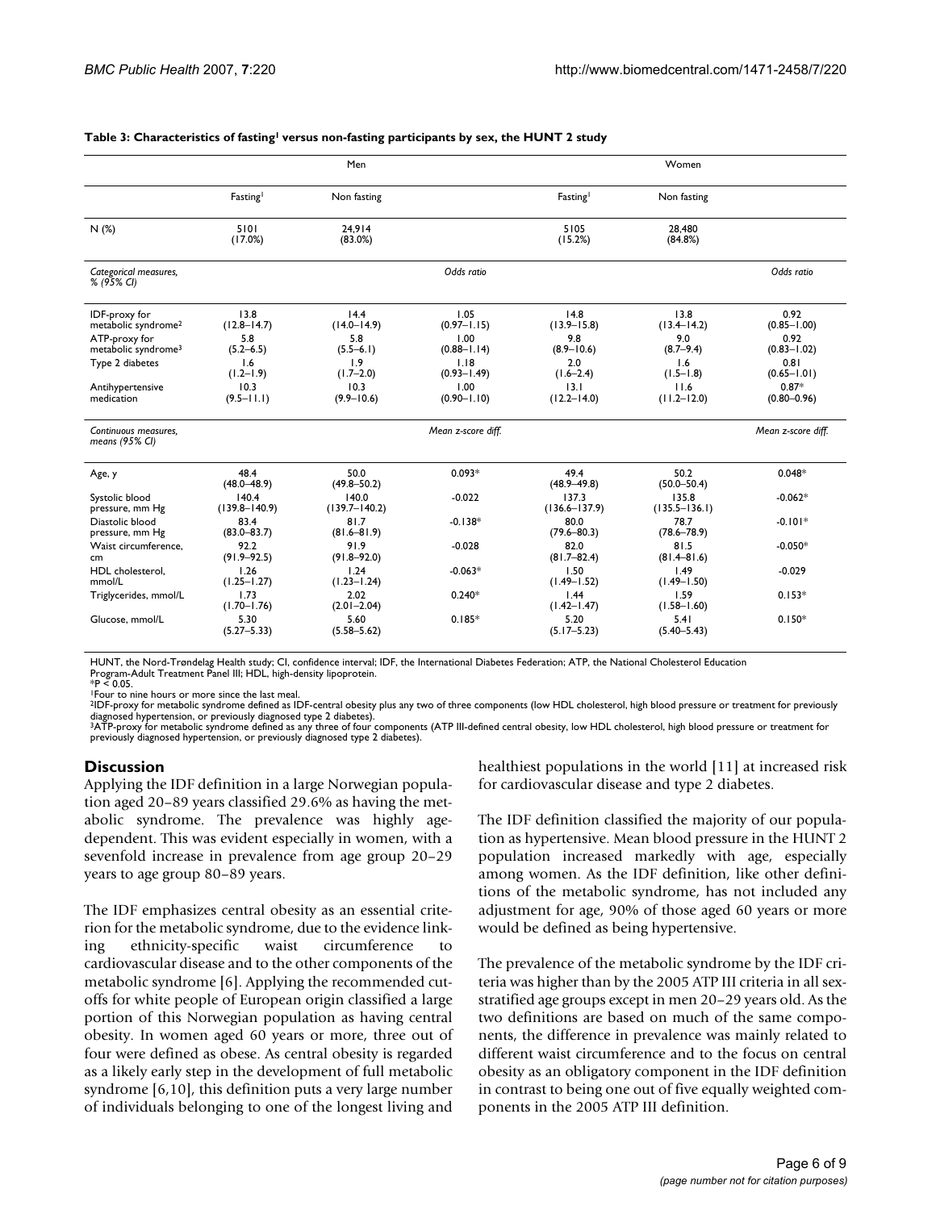**Table 3: Characteristics of fasting[1] versus non-fasting participants by sex, the HUNT 2 study**

| | Men | | | Women | | |
|---|---|---|---|---|---|---|
| | Fasting[1] | Non fasting | | Fasting[1] | Non fasting | |
| N (%) | 5101 (17.0%) | 24,914 (83.0%) | | 5105 (15.2%) | 28,480 (84.8%) | |
| *Categorical measures, % (95% CI)* | | | *Odds ratio* | | | *Odds ratio* |
| IDF-proxy for metabolic syndrome[2] | 13.8 (12.8–14.7) | 14.4 (14.0–14.9) | 1.05 (0.97–1.15) | 14.8 (13.9–15.8) | 13.8 (13.4–14.2) | 0.92 (0.85–1.00) |
| ATP-proxy for metabolic syndrome[3] | 5.8 (5.2–6.5) | 5.8 (5.5–6.1) | 1.00 (0.88–1.14) | 9.8 (8.9–10.6) | 9.0 (8.7–9.4) | 0.92 (0.83–1.02) |
| Type 2 diabetes | 1.6 (1.2–1.9) | 1.9 (1.7–2.0) | 1.18 (0.93–1.49) | 2.0 (1.6–2.4) | 1.6 (1.5–1.8) | 0.81 (0.65–1.01) |
| Antihypertensive medication | 10.3 (9.5–11.1) | 10.3 (9.9–10.6) | 1.00 (0.90–1.10) | 13.1 (12.2–14.0) | 11.6 (11.2–12.0) | 0.87* (0.80–0.96) |
| *Continuous measures, means (95% CI)* | | | *Mean z-score diff.* | | | *Mean z-score diff.* |
| Age, y | 48.4 (48.0–48.9) | 50.0 (49.8–50.2) | 0.093* | 49.4 (48.9–49.8) | 50.2 (50.0–50.4) | 0.048* |
| Systolic blood pressure, mm Hg | 140.4 (139.8–140.9) | 140.0 (139.7–140.2) | -0.022 | 137.3 (136.6–137.9) | 135.8 (135.5–136.1) | -0.062* |
| Diastolic blood pressure, mm Hg | 83.4 (83.0–83.7) | 81.7 (81.6–81.9) | -0.138* | 80.0 (79.6–80.3) | 78.7 (78.6–78.9) | -0.101* |
| Waist circumference, cm | 92.2 (91.9–92.5) | 91.9 (91.8–92.0) | -0.028 | 82.0 (81.7–82.4) | 81.5 (81.4–81.6) | -0.050* |
| HDL cholesterol, mmol/L | 1.26 (1.25–1.27) | 1.24 (1.23–1.24) | -0.063* | 1.50 (1.49–1.52) | 1.49 (1.49–1.50) | -0.029 |
| Triglycerides, mmol/L | 1.73 (1.70–1.76) | 2.02 (2.01–2.04) | 0.240* | 1.44 (1.42–1.47) | 1.59 (1.58–1.60) | 0.153* |
| Glucose, mmol/L | 5.30 (5.27–5.33) | 5.60 (5.58–5.62) | 0.185* | 5.20 (5.17–5.23) | 5.41 (5.40–5.43) | 0.150* |

HUNT, the Nord-Trøndelag Health study; CI, confidence interval; IDF, the International Diabetes Federation; ATP, the National Cholesterol Education Program-Adult Treatment Panel III; HDL, high-density lipoprotein.
*P < 0.05.
[1]Four to nine hours or more since the last meal.
[2]IDF-proxy for metabolic syndrome defined as IDF-central obesity plus any two of three components (low HDL cholesterol, high blood pressure or treatment for previously diagnosed hypertension, or previously diagnosed type 2 diabetes).
[3]ATP-proxy for metabolic syndrome defined as any three of four components (ATP III-defined central obesity, low HDL cholesterol, high blood pressure or treatment for previously diagnosed hypertension, or previously diagnosed type 2 diabetes).

## Discussion

Applying the IDF definition in a large Norwegian population aged 20–89 years classified 29.6% as having the metabolic syndrome. The prevalence was highly age-dependent. This was evident especially in women, with a sevenfold increase in prevalence from age group 20–29 years to age group 80–89 years.

The IDF emphasizes central obesity as an essential criterion for the metabolic syndrome, due to the evidence linking ethnicity-specific waist circumference to cardiovascular disease and to the other components of the metabolic syndrome [6]. Applying the recommended cut-offs for white people of European origin classified a large portion of this Norwegian population as having central obesity. In women aged 60 years or more, three out of four were defined as obese. As central obesity is regarded as a likely early step in the development of full metabolic syndrome [6,10], this definition puts a very large number of individuals belonging to one of the longest living and healthiest populations in the world [11] at increased risk for cardiovascular disease and type 2 diabetes.

The IDF definition classified the majority of our population as hypertensive. Mean blood pressure in the HUNT 2 population increased markedly with age, especially among women. As the IDF definition, like other definitions of the metabolic syndrome, has not included any adjustment for age, 90% of those aged 60 years or more would be defined as being hypertensive.

The prevalence of the metabolic syndrome by the IDF criteria was higher than by the 2005 ATP III criteria in all sex-stratified age groups except in men 20–29 years old. As the two definitions are based on much of the same components, the difference in prevalence was mainly related to different waist circumference and to the focus on central obesity as an obligatory component in the IDF definition in contrast to being one out of five equally weighted components in the 2005 ATP III definition.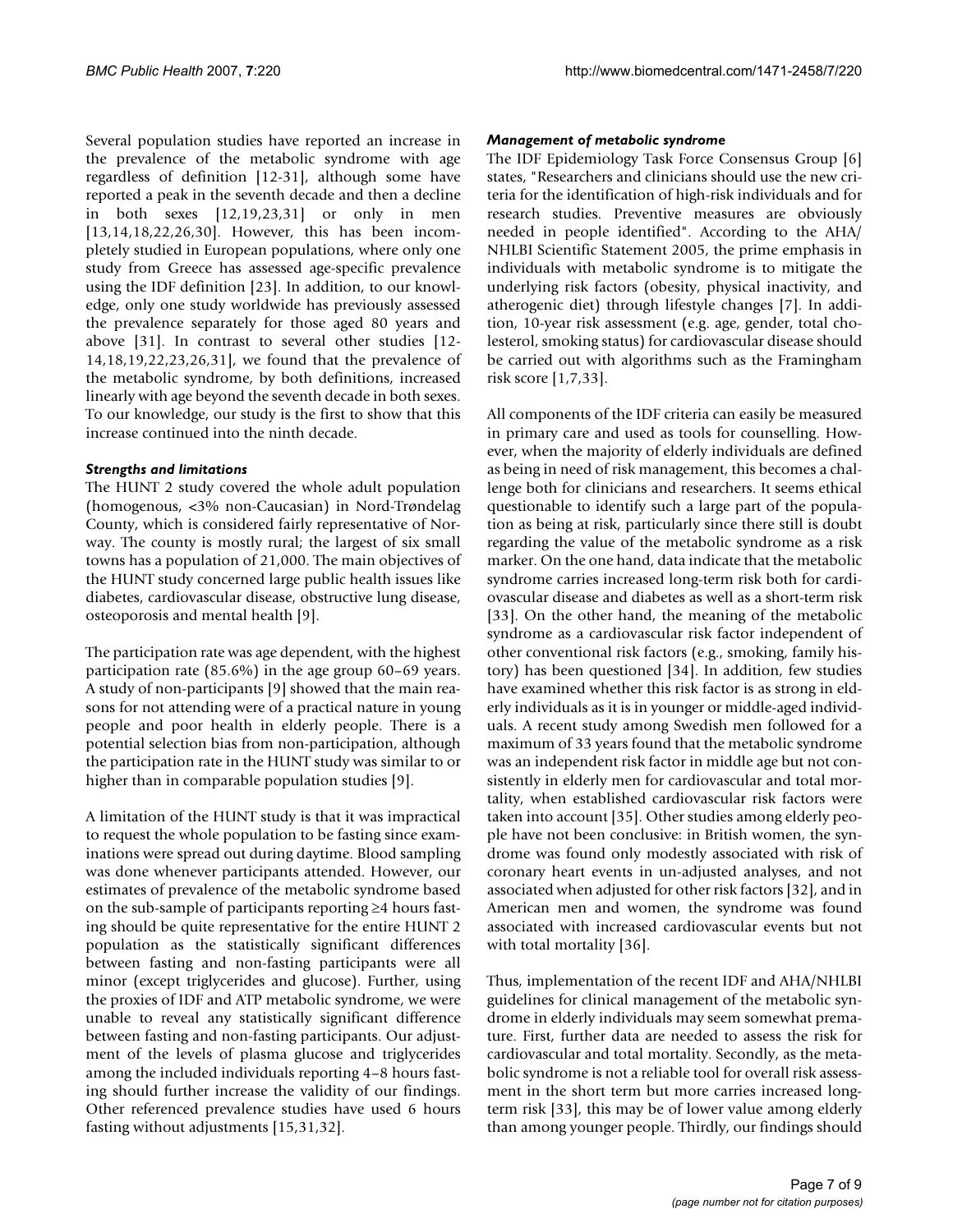Several population studies have reported an increase in the prevalence of the metabolic syndrome with age regardless of definition [12-31], although some have reported a peak in the seventh decade and then a decline in both sexes [12,19,23,31] or only in men [13,14,18,22,26,30]. However, this has been incompletely studied in European populations, where only one study from Greece has assessed age-specific prevalence using the IDF definition [23]. In addition, to our knowledge, only one study worldwide has previously assessed the prevalence separately for those aged 80 years and above [31]. In contrast to several other studies [12-14,18,19,22,23,26,31], we found that the prevalence of the metabolic syndrome, by both definitions, increased linearly with age beyond the seventh decade in both sexes. To our knowledge, our study is the first to show that this increase continued into the ninth decade.

### *Strengths and limitations*

The HUNT 2 study covered the whole adult population (homogenous, <3% non-Caucasian) in Nord-Trøndelag County, which is considered fairly representative of Norway. The county is mostly rural; the largest of six small towns has a population of 21,000. The main objectives of the HUNT study concerned large public health issues like diabetes, cardiovascular disease, obstructive lung disease, osteoporosis and mental health [9].

The participation rate was age dependent, with the highest participation rate (85.6%) in the age group 60–69 years. A study of non-participants [9] showed that the main reasons for not attending were of a practical nature in young people and poor health in elderly people. There is a potential selection bias from non-participation, although the participation rate in the HUNT study was similar to or higher than in comparable population studies [9].

A limitation of the HUNT study is that it was impractical to request the whole population to be fasting since examinations were spread out during daytime. Blood sampling was done whenever participants attended. However, our estimates of prevalence of the metabolic syndrome based on the sub-sample of participants reporting ≥4 hours fasting should be quite representative for the entire HUNT 2 population as the statistically significant differences between fasting and non-fasting participants were all minor (except triglycerides and glucose). Further, using the proxies of IDF and ATP metabolic syndrome, we were unable to reveal any statistically significant difference between fasting and non-fasting participants. Our adjustment of the levels of plasma glucose and triglycerides among the included individuals reporting 4–8 hours fasting should further increase the validity of our findings. Other referenced prevalence studies have used 6 hours fasting without adjustments [15,31,32].

### *Management of metabolic syndrome*

The IDF Epidemiology Task Force Consensus Group [6] states, "Researchers and clinicians should use the new criteria for the identification of high-risk individuals and for research studies. Preventive measures are obviously needed in people identified". According to the AHA/NHLBI Scientific Statement 2005, the prime emphasis in individuals with metabolic syndrome is to mitigate the underlying risk factors (obesity, physical inactivity, and atherogenic diet) through lifestyle changes [7]. In addition, 10-year risk assessment (e.g. age, gender, total cholesterol, smoking status) for cardiovascular disease should be carried out with algorithms such as the Framingham risk score [1,7,33].

All components of the IDF criteria can easily be measured in primary care and used as tools for counselling. However, when the majority of elderly individuals are defined as being in need of risk management, this becomes a challenge both for clinicians and researchers. It seems ethical questionable to identify such a large part of the population as being at risk, particularly since there still is doubt regarding the value of the metabolic syndrome as a risk marker. On the one hand, data indicate that the metabolic syndrome carries increased long-term risk both for cardiovascular disease and diabetes as well as a short-term risk [33]. On the other hand, the meaning of the metabolic syndrome as a cardiovascular risk factor independent of other conventional risk factors (e.g., smoking, family history) has been questioned [34]. In addition, few studies have examined whether this risk factor is as strong in elderly individuals as it is in younger or middle-aged individuals. A recent study among Swedish men followed for a maximum of 33 years found that the metabolic syndrome was an independent risk factor in middle age but not consistently in elderly men for cardiovascular and total mortality, when established cardiovascular risk factors were taken into account [35]. Other studies among elderly people have not been conclusive: in British women, the syndrome was found only modestly associated with risk of coronary heart events in un-adjusted analyses, and not associated when adjusted for other risk factors [32], and in American men and women, the syndrome was found associated with increased cardiovascular events but not with total mortality [36].

Thus, implementation of the recent IDF and AHA/NHLBI guidelines for clinical management of the metabolic syndrome in elderly individuals may seem somewhat premature. First, further data are needed to assess the risk for cardiovascular and total mortality. Secondly, as the metabolic syndrome is not a reliable tool for overall risk assessment in the short term but more carries increased long-term risk [33], this may be of lower value among elderly than among younger people. Thirdly, our findings should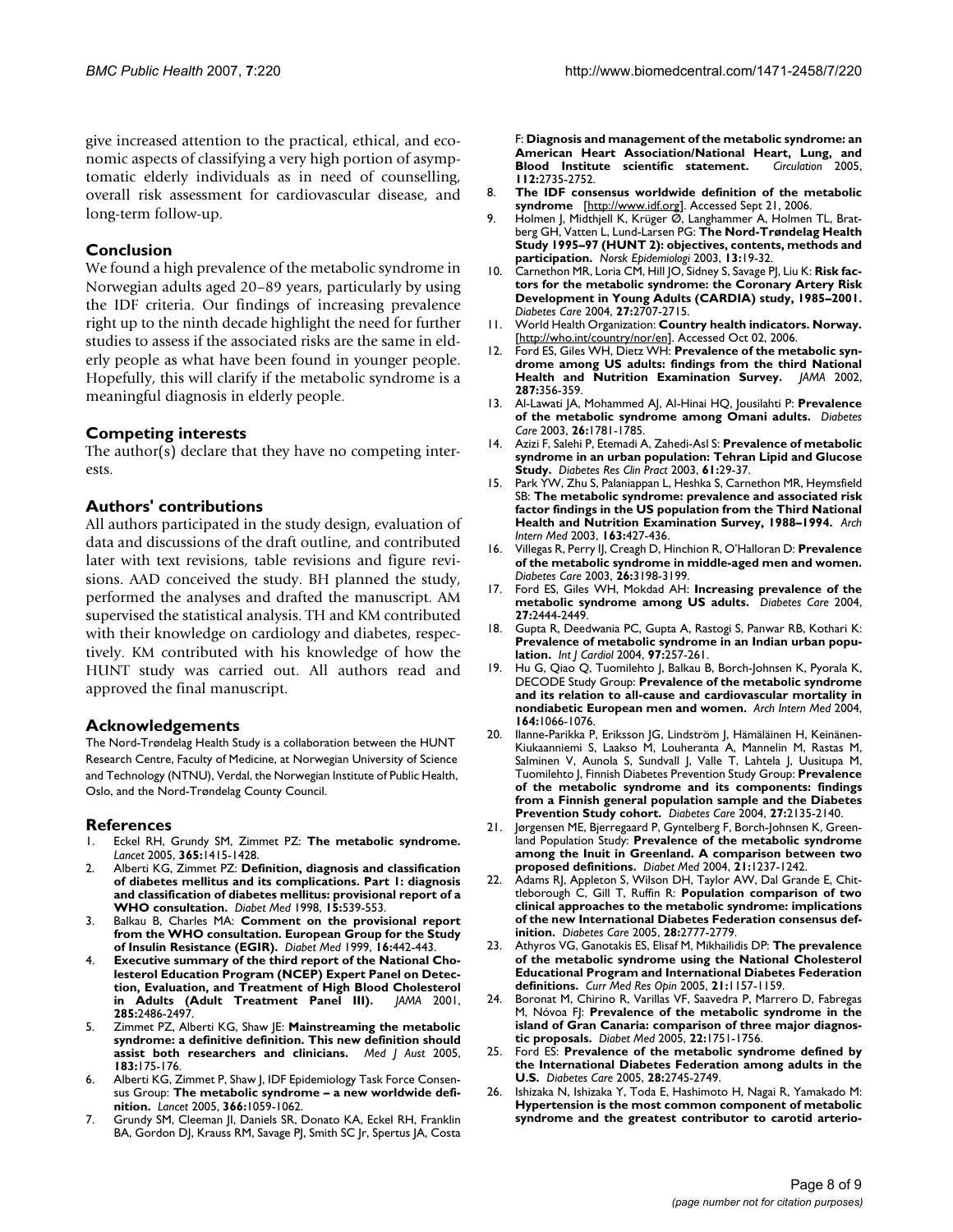give increased attention to the practical, ethical, and economic aspects of classifying a very high portion of asymptomatic elderly individuals as in need of counselling, overall risk assessment for cardiovascular disease, and long-term follow-up.

## Conclusion

We found a high prevalence of the metabolic syndrome in Norwegian adults aged 20–89 years, particularly by using the IDF criteria. Our findings of increasing prevalence right up to the ninth decade highlight the need for further studies to assess if the associated risks are the same in elderly people as what have been found in younger people. Hopefully, this will clarify if the metabolic syndrome is a meaningful diagnosis in elderly people.

## Competing interests

The author(s) declare that they have no competing interests.

## Authors' contributions

All authors participated in the study design, evaluation of data and discussions of the draft outline, and contributed later with text revisions, table revisions and figure revisions. AAD conceived the study. BH planned the study, performed the analyses and drafted the manuscript. AM supervised the statistical analysis. TH and KM contributed with their knowledge on cardiology and diabetes, respectively. KM contributed with his knowledge of how the HUNT study was carried out. All authors read and approved the final manuscript.

## Acknowledgements

The Nord-Trøndelag Health Study is a collaboration between the HUNT Research Centre, Faculty of Medicine, at Norwegian University of Science and Technology (NTNU), Verdal, the Norwegian Institute of Public Health, Oslo, and the Nord-Trøndelag County Council.

## References

1. Eckel RH, Grundy SM, Zimmet PZ: **The metabolic syndrome.** *Lancet* 2005, **365:**1415-1428.
2. Alberti KG, Zimmet PZ: **Definition, diagnosis and classification of diabetes mellitus and its complications. Part 1: diagnosis and classification of diabetes mellitus: provisional report of a WHO consultation.** *Diabet Med* 1998, **15:**539-553.
3. Balkau B, Charles MA: **Comment on the provisional report from the WHO consultation. European Group for the Study of Insulin Resistance (EGIR).** *Diabet Med* 1999, **16:**442-443.
4. **Executive summary of the third report of the National Cholesterol Education Program (NCEP) Expert Panel on Detection, Evaluation, and Treatment of High Blood Cholesterol in Adults (Adult Treatment Panel III).** *JAMA* 2001, **285:**2486-2497.
5. Zimmet PZ, Alberti KG, Shaw JE: **Mainstreaming the metabolic syndrome: a definitive definition. This new definition should assist both researchers and clinicians.** *Med J Aust* 2005, **183:**175-176.
6. Alberti KG, Zimmet P, Shaw J, IDF Epidemiology Task Force Consensus Group: **The metabolic syndrome – a new worldwide definition.** *Lancet* 2005, **366:**1059-1062.
7. Grundy SM, Cleeman JI, Daniels SR, Donato KA, Eckel RH, Franklin BA, Gordon DJ, Krauss RM, Savage PJ, Smith SC Jr, Spertus JA, Costa F: **Diagnosis and management of the metabolic syndrome: an American Heart Association/National Heart, Lung, and Blood Institute scientific statement.** *Circulation* 2005, **112:**2735-2752.
8. **The IDF consensus worldwide definition of the metabolic syndrome** [http://www.idf.org]. Accessed Sept 21, 2006.
9. Holmen J, Midthjell K, Krüger Ø, Langhammer A, Holmen TL, Bratberg GH, Vatten L, Lund-Larsen PG: **The Nord-Trøndelag Health Study 1995–97 (HUNT 2): objectives, contents, methods and participation.** *Norsk Epidemiologi* 2003, **13:**19-32.
10. Carnethon MR, Loria CM, Hill JO, Sidney S, Savage PJ, Liu K: **Risk factors for the metabolic syndrome: the Coronary Artery Risk Development in Young Adults (CARDIA) study, 1985–2001.** *Diabetes Care* 2004, **27:**2707-2715.
11. World Health Organization: **Country health indicators. Norway.** [http://who.int/country/nor/en]. Accessed Oct 02, 2006.
12. Ford ES, Giles WH, Dietz WH: **Prevalence of the metabolic syndrome among US adults: findings from the third National Health and Nutrition Examination Survey.** *JAMA* 2002, **287:**356-359.
13. Al-Lawati JA, Mohammed AJ, Al-Hinai HQ, Jousilahti P: **Prevalence of the metabolic syndrome among Omani adults.** *Diabetes Care* 2003, **26:**1781-1785.
14. Azizi F, Salehi P, Etemadi A, Zahedi-Asl S: **Prevalence of metabolic syndrome in an urban population: Tehran Lipid and Glucose Study.** *Diabetes Res Clin Pract* 2003, **61:**29-37.
15. Park YW, Zhu S, Palaniappan L, Heshka S, Carnethon MR, Heymsfield SB: **The metabolic syndrome: prevalence and associated risk factor findings in the US population from the Third National Health and Nutrition Examination Survey, 1988–1994.** *Arch Intern Med* 2003, **163:**427-436.
16. Villegas R, Perry IJ, Creagh D, Hinchion R, O'Halloran D: **Prevalence of the metabolic syndrome in middle-aged men and women.** *Diabetes Care* 2003, **26:**3198-3199.
17. Ford ES, Giles WH, Mokdad AH: **Increasing prevalence of the metabolic syndrome among US adults.** *Diabetes Care* 2004, **27:**2444-2449.
18. Gupta R, Deedwania PC, Gupta A, Rastogi S, Panwar RB, Kothari K: **Prevalence of metabolic syndrome in an Indian urban population.** *Int J Cardiol* 2004, **97:**257-261.
19. Hu G, Qiao Q, Tuomilehto J, Balkau B, Borch-Johnsen K, Pyorala K, DECODE Study Group: **Prevalence of the metabolic syndrome and its relation to all-cause and cardiovascular mortality in nondiabetic European men and women.** *Arch Intern Med* 2004, **164:**1066-1076.
20. Ilanne-Parikka P, Eriksson JG, Lindström J, Hämäläinen H, Keinänen-Kiukaanniemi S, Laakso M, Louheranta A, Mannelin M, Rastas M, Salminen V, Aunola S, Sundvall J, Valle T, Lahtela J, Uusitupa M, Tuomilehto J, Finnish Diabetes Prevention Study Group: **Prevalence of the metabolic syndrome and its components: findings from a Finnish general population sample and the Diabetes Prevention Study cohort.** *Diabetes Care* 2004, **27:**2135-2140.
21. Jørgensen ME, Bjerregaard P, Gyntelberg F, Borch-Johnsen K, Greenland Population Study: **Prevalence of the metabolic syndrome among the Inuit in Greenland. A comparison between two proposed definitions.** *Diabet Med* 2004, **21:**1237-1242.
22. Adams RJ, Appleton S, Wilson DH, Taylor AW, Dal Grande E, Chittleborough C, Gill T, Ruffin R: **Population comparison of two clinical approaches to the metabolic syndrome: implications of the new International Diabetes Federation consensus definition.** *Diabetes Care* 2005, **28:**2777-2779.
23. Athyros VG, Ganotakis ES, Elisaf M, Mikhailidis DP: **The prevalence of the metabolic syndrome using the National Cholesterol Educational Program and International Diabetes Federation definitions.** *Curr Med Res Opin* 2005, **21:**1157-1159.
24. Boronat M, Chirino R, Varillas VF, Saavedra P, Marrero D, Fabregas M, Nóvoa FJ: **Prevalence of the metabolic syndrome in the island of Gran Canaria: comparison of three major diagnostic proposals.** *Diabet Med* 2005, **22:**1751-1756.
25. Ford ES: **Prevalence of the metabolic syndrome defined by the International Diabetes Federation among adults in the U.S.** *Diabetes Care* 2005, **28:**2745-2749.
26. Ishizaka N, Ishizaka Y, Toda E, Hashimoto H, Nagai R, Yamakado M: **Hypertension is the most common component of metabolic syndrome and the greatest contributor to carotid arterio-**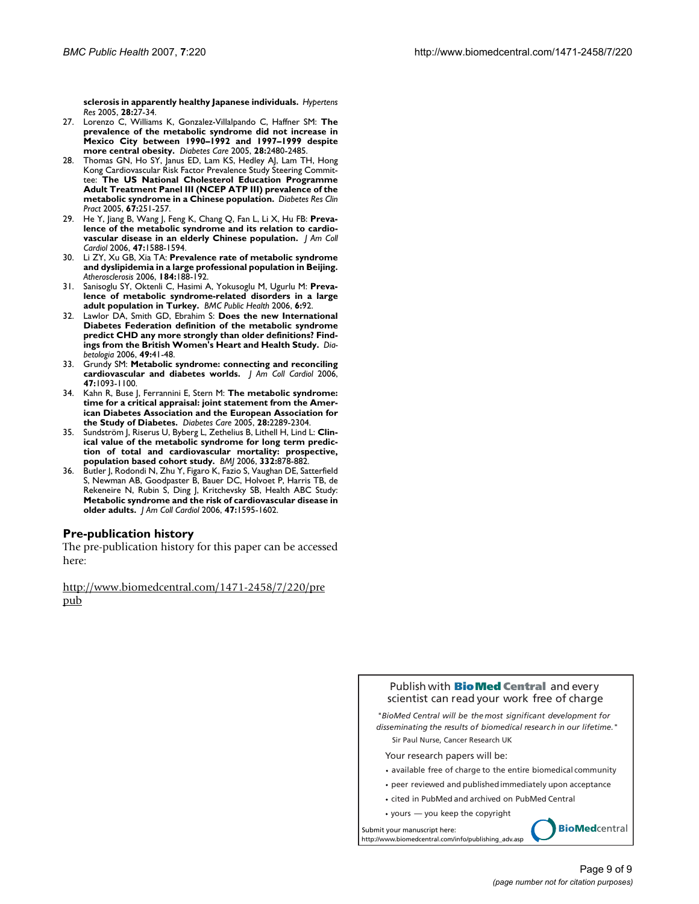sclerosis in apparently healthy Japanese individuals. *Hypertens Res* 2005, **28:**27-34.

27. Lorenzo C, Williams K, Gonzalez-Villalpando C, Haffner SM: **The prevalence of the metabolic syndrome did not increase in Mexico City between 1990–1992 and 1997–1999 despite more central obesity.** *Diabetes Care* 2005, **28:**2480-2485.
28. Thomas GN, Ho SY, Janus ED, Lam KS, Hedley AJ, Lam TH, Hong Kong Cardiovascular Risk Factor Prevalence Study Steering Committee: **The US National Cholesterol Education Programme Adult Treatment Panel III (NCEP ATP III) prevalence of the metabolic syndrome in a Chinese population.** *Diabetes Res Clin Pract* 2005, **67:**251-257.
29. He Y, Jiang B, Wang J, Feng K, Chang Q, Fan L, Li X, Hu FB: **Prevalence of the metabolic syndrome and its relation to cardiovascular disease in an elderly Chinese population.** *J Am Coll Cardiol* 2006, **47:**1588-1594.
30. Li ZY, Xu GB, Xia TA: **Prevalence rate of metabolic syndrome and dyslipidemia in a large professional population in Beijing.** *Atherosclerosis* 2006, **184:**188-192.
31. Sanisoglu SY, Oktenli C, Hasimi A, Yokusoglu M, Ugurlu M: **Prevalence of metabolic syndrome-related disorders in a large adult population in Turkey.** *BMC Public Health* 2006, **6:**92.
32. Lawlor DA, Smith GD, Ebrahim S: **Does the new International Diabetes Federation definition of the metabolic syndrome predict CHD any more strongly than older definitions? Findings from the British Women's Heart and Health Study.** *Diabetologia* 2006, **49:**41-48.
33. Grundy SM: **Metabolic syndrome: connecting and reconciling cardiovascular and diabetes worlds.** *J Am Coll Cardiol* 2006, **47:**1093-1100.
34. Kahn R, Buse J, Ferrannini E, Stern M: **The metabolic syndrome: time for a critical appraisal: joint statement from the American Diabetes Association and the European Association for the Study of Diabetes.** *Diabetes Care* 2005, **28:**2289-2304.
35. Sundström J, Riserus U, Byberg L, Zethelius B, Lithell H, Lind L: **Clinical value of the metabolic syndrome for long term prediction of total and cardiovascular mortality: prospective, population based cohort study.** *BMJ* 2006, **332:**878-882.
36. Butler J, Rodondi N, Zhu Y, Figaro K, Fazio S, Vaughan DE, Satterfield S, Newman AB, Goodpaster B, Bauer DC, Holvoet P, Harris TB, de Rekeneire N, Rubin S, Ding J, Kritchevsky SB, Health ABC Study: **Metabolic syndrome and the risk of cardiovascular disease in older adults.** *J Am Coll Cardiol* 2006, **47:**1595-1602.

## Pre-publication history

The pre-publication history for this paper can be accessed here:

http://www.biomedcentral.com/1471-2458/7/220/prepub

Publish with **BioMed Central** and every scientist can read your work free of charge

*"BioMed Central will be the most significant development for disseminating the results of biomedical research in our lifetime."*

Sir Paul Nurse, Cancer Research UK

Your research papers will be:

- available free of charge to the entire biomedical community
- peer reviewed and published immediately upon acceptance
- cited in PubMed and archived on PubMed Central
- yours — you keep the copyright

Submit your manuscript here:
http://www.biomedcentral.com/info/publishing_adv.asp

**BioMed**central